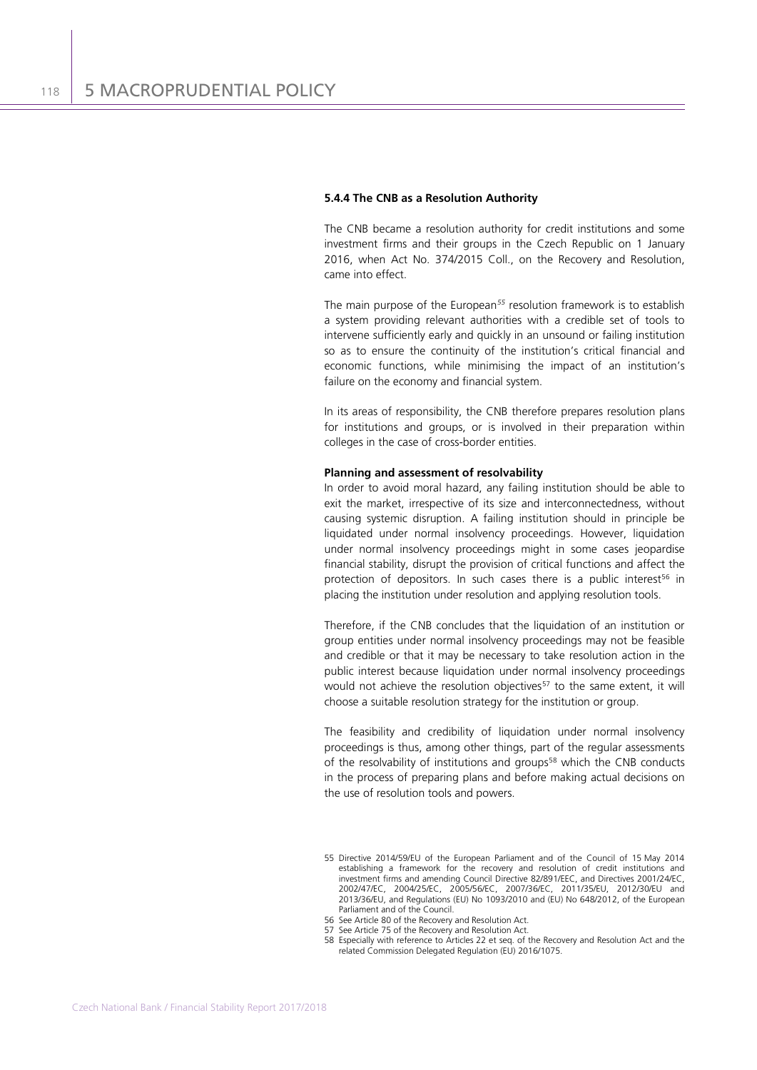#### 5.4.4 The CNB as a Resolution Authority

The CNB became a resolution authority for credit institutions and some investment firms and their groups in the Czech Republic on 1 January 2016, when Act No. 374/2015 Coll., on the Recovery and Resolution, came into effect.

The main purpose of the European[55] resolution framework is to establish a system providing relevant authorities with a credible set of tools to intervene sufficiently early and quickly in an unsound or failing institution so as to ensure the continuity of the institution's critical financial and economic functions, while minimising the impact of an institution's failure on the economy and financial system.

In its areas of responsibility, the CNB therefore prepares resolution plans for institutions and groups, or is involved in their preparation within colleges in the case of cross-border entities.

**Planning and assessment of resolvability**

In order to avoid moral hazard, any failing institution should be able to exit the market, irrespective of its size and interconnectedness, without causing systemic disruption. A failing institution should in principle be liquidated under normal insolvency proceedings. However, liquidation under normal insolvency proceedings might in some cases jeopardise financial stability, disrupt the provision of critical functions and affect the protection of depositors. In such cases there is a public interest[56] in placing the institution under resolution and applying resolution tools.

Therefore, if the CNB concludes that the liquidation of an institution or group entities under normal insolvency proceedings may not be feasible and credible or that it may be necessary to take resolution action in the public interest because liquidation under normal insolvency proceedings would not achieve the resolution objectives[57] to the same extent, it will choose a suitable resolution strategy for the institution or group.

The feasibility and credibility of liquidation under normal insolvency proceedings is thus, among other things, part of the regular assessments of the resolvability of institutions and groups[58] which the CNB conducts in the process of preparing plans and before making actual decisions on the use of resolution tools and powers.

55 Directive 2014/59/EU of the European Parliament and of the Council of 15 May 2014 establishing a framework for the recovery and resolution of credit institutions and investment firms and amending Council Directive 82/891/EEC, and Directives 2001/24/EC, 2002/47/EC, 2004/25/EC, 2005/56/EC, 2007/36/EC, 2011/35/EU, 2012/30/EU and 2013/36/EU, and Regulations (EU) No 1093/2010 and (EU) No 648/2012, of the European Parliament and of the Council.

56 See Article 80 of the Recovery and Resolution Act.

57 See Article 75 of the Recovery and Resolution Act.

58 Especially with reference to Articles 22 et seq. of the Recovery and Resolution Act and the related Commission Delegated Regulation (EU) 2016/1075.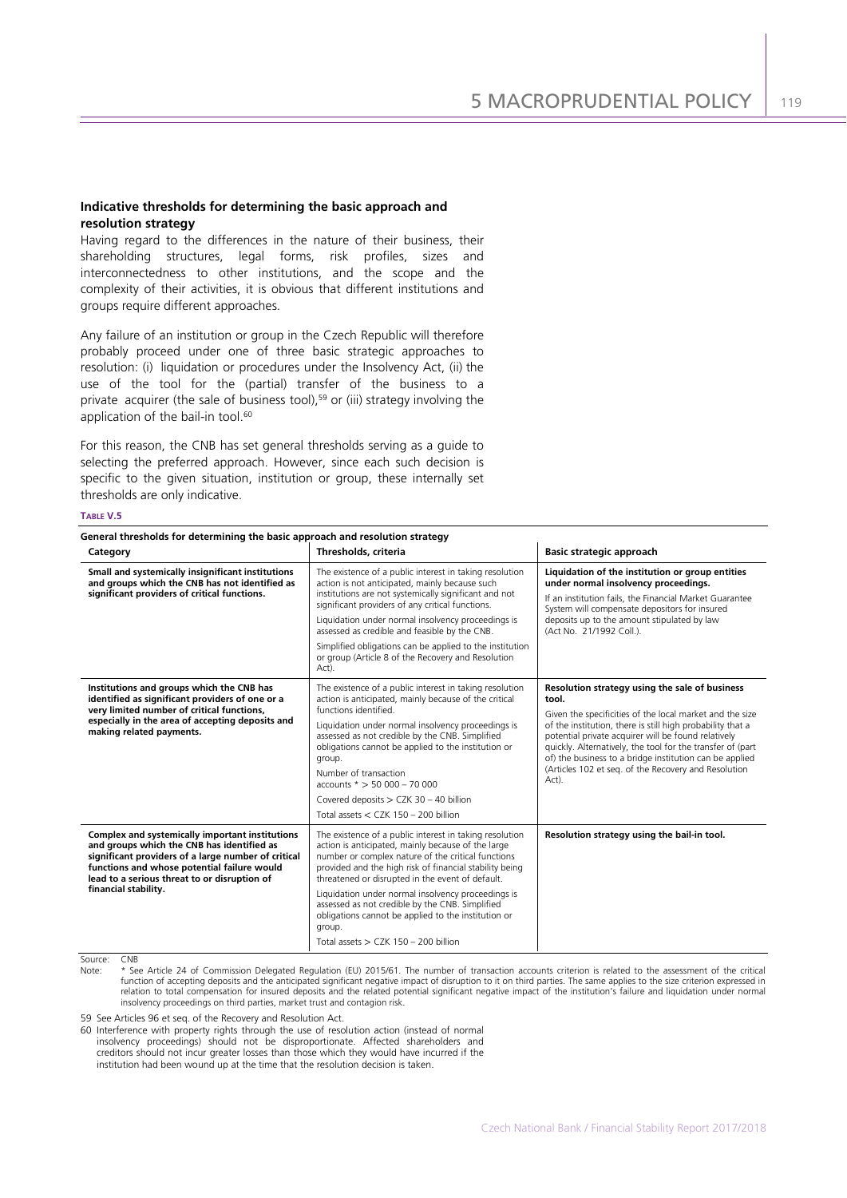### Indicative thresholds for determining the basic approach and resolution strategy

Having regard to the differences in the nature of their business, their shareholding structures, legal forms, risk profiles, sizes and interconnectedness to other institutions, and the scope and the complexity of their activities, it is obvious that different institutions and groups require different approaches.

Any failure of an institution or group in the Czech Republic will therefore probably proceed under one of three basic strategic approaches to resolution: (i) liquidation or procedures under the Insolvency Act, (ii) the use of the tool for the (partial) transfer of the business to a private acquirer (the sale of business tool),[59] or (iii) strategy involving the application of the bail-in tool.[60]

For this reason, the CNB has set general thresholds serving as a guide to selecting the preferred approach. However, since each such decision is specific to the given situation, institution or group, these internally set thresholds are only indicative.

**TABLE V.5**

**General thresholds for determining the basic approach and resolution strategy**

| Category | Thresholds, criteria | Basic strategic approach |
|---|---|---|
| **Small and systemically insignificant institutions and groups which the CNB has not identified as significant providers of critical functions.** | The existence of a public interest in taking resolution action is not anticipated, mainly because such institutions are not systemically significant and not significant providers of any critical functions.<br>Liquidation under normal insolvency proceedings is assessed as credible and feasible by the CNB.<br>Simplified obligations can be applied to the institution or group (Article 8 of the Recovery and Resolution Act). | **Liquidation of the institution or group entities under normal insolvency proceedings.**<br>If an institution fails, the Financial Market Guarantee System will compensate depositors for insured deposits up to the amount stipulated by law (Act No. 21/1992 Coll.). |
| **Institutions and groups which the CNB has identified as significant providers of one or a very limited number of critical functions, especially in the area of accepting deposits and making related payments.** | The existence of a public interest in taking resolution action is anticipated, mainly because of the critical functions identified.<br>Liquidation under normal insolvency proceedings is assessed as not credible by the CNB. Simplified obligations cannot be applied to the institution or group.<br>Number of transaction accounts * > 50 000 – 70 000<br>Covered deposits > CZK 30 – 40 billion<br>Total assets < CZK 150 – 200 billion | **Resolution strategy using the sale of business tool.**<br>Given the specificities of the local market and the size of the institution, there is still high probability that a potential private acquirer will be found relatively quickly. Alternatively, the tool for the transfer of (part of) the business to a bridge institution can be applied (Articles 102 et seq. of the Recovery and Resolution Act). |
| **Complex and systemically important institutions and groups which the CNB has identified as significant providers of a large number of critical functions and whose potential failure would lead to a serious threat to or disruption of financial stability.** | The existence of a public interest in taking resolution action is anticipated, mainly because of the large number or complex nature of the critical functions provided and the high risk of financial stability being threatened or disrupted in the event of default.<br>Liquidation under normal insolvency proceedings is assessed as not credible by the CNB. Simplified obligations cannot be applied to the institution or group.<br>Total assets > CZK 150 – 200 billion | **Resolution strategy using the bail-in tool.** |

Source: CNB

Note: * See Article 24 of Commission Delegated Regulation (EU) 2015/61. The number of transaction accounts criterion is related to the assessment of the critical function of accepting deposits and the anticipated significant negative impact of disruption to it on third parties. The same applies to the size criterion expressed in relation to total compensation for insured deposits and the related potential significant negative impact of the institution's failure and liquidation under normal insolvency proceedings on third parties, market trust and contagion risk.

59 See Articles 96 et seq. of the Recovery and Resolution Act.

60 Interference with property rights through the use of resolution action (instead of normal insolvency proceedings) should not be disproportionate. Affected shareholders and creditors should not incur greater losses than those which they would have incurred if the institution had been wound up at the time that the resolution decision is taken.